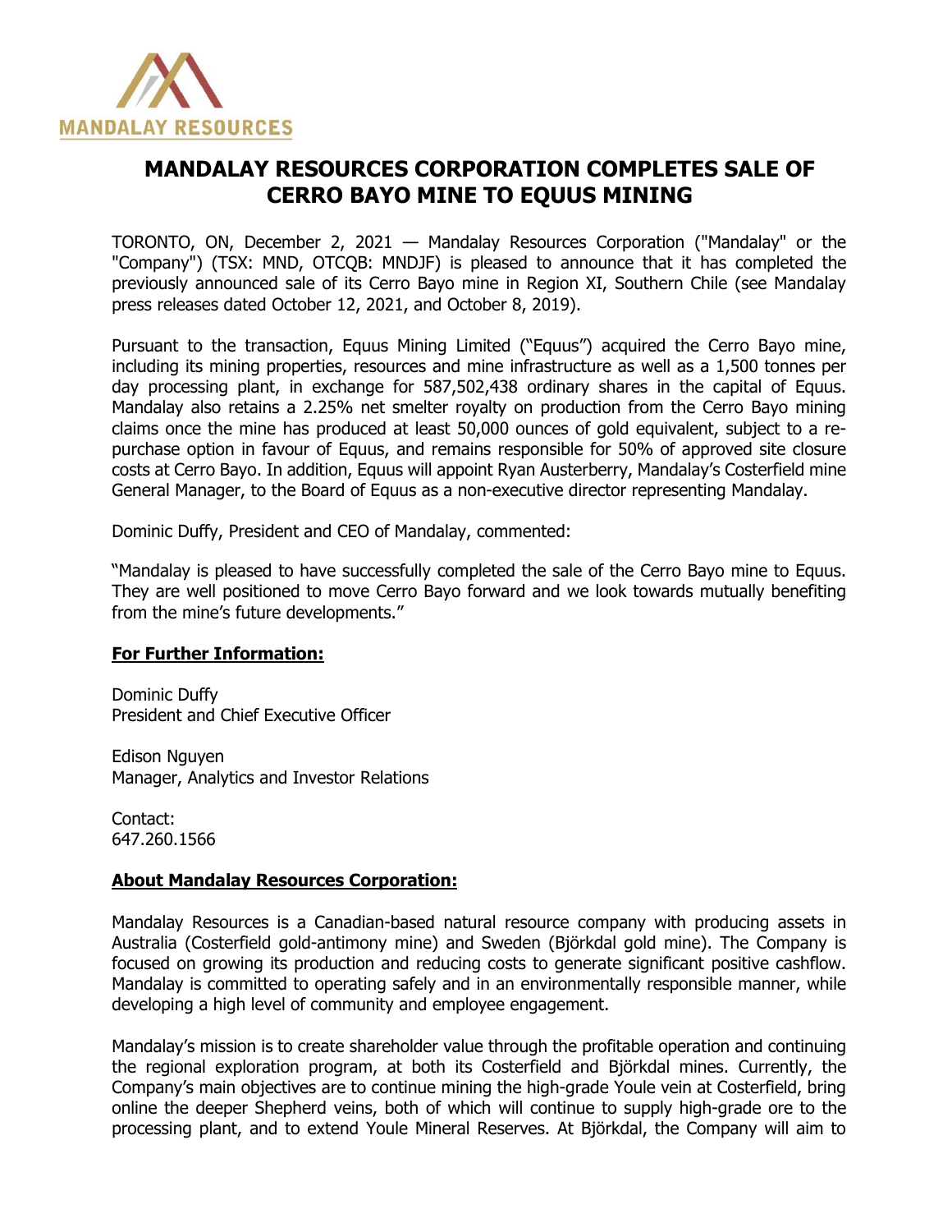# MANDALAY RESOURCES CORPORATION COMPLETES SALE OF CERRO BAYO MINE TO EQUUS MINING

TORONTO, ON, December 2, 2021 — Mandalay Resources Corporation ("Mandalay" or the "Company") (TSX: MND, OTCQB: MNDJF) is pleased to announce that it has completed the previously announced sale of its Cerro Bayo mine in Region XI, Southern Chile (see Mandalay press releases dated October 12, 2021, and October 8, 2019).

Pursuant to the transaction, Equus Mining Limited ("Equus") acquired the Cerro Bayo mine, including its mining properties, resources and mine infrastructure as well as a 1,500 tonnes per day processing plant, in exchange for 587,502,438 ordinary shares in the capital of Equus. Mandalay also retains a 2.25% net smelter royalty on production from the Cerro Bayo mining claims once the mine has produced at least 50,000 ounces of gold equivalent, subject to a re-purchase option in favour of Equus, and remains responsible for 50% of approved site closure costs at Cerro Bayo. In addition, Equus will appoint Ryan Austerberry, Mandalay's Costerfield mine General Manager, to the Board of Equus as a non-executive director representing Mandalay.

Dominic Duffy, President and CEO of Mandalay, commented:

"Mandalay is pleased to have successfully completed the sale of the Cerro Bayo mine to Equus. They are well positioned to move Cerro Bayo forward and we look towards mutually benefiting from the mine's future developments."

**For Further Information:**

Dominic Duffy
President and Chief Executive Officer

Edison Nguyen
Manager, Analytics and Investor Relations

Contact:
647.260.1566

**About Mandalay Resources Corporation:**

Mandalay Resources is a Canadian-based natural resource company with producing assets in Australia (Costerfield gold-antimony mine) and Sweden (Björkdal gold mine). The Company is focused on growing its production and reducing costs to generate significant positive cashflow. Mandalay is committed to operating safely and in an environmentally responsible manner, while developing a high level of community and employee engagement.

Mandalay's mission is to create shareholder value through the profitable operation and continuing the regional exploration program, at both its Costerfield and Björkdal mines. Currently, the Company's main objectives are to continue mining the high-grade Youle vein at Costerfield, bring online the deeper Shepherd veins, both of which will continue to supply high-grade ore to the processing plant, and to extend Youle Mineral Reserves. At Björkdal, the Company will aim to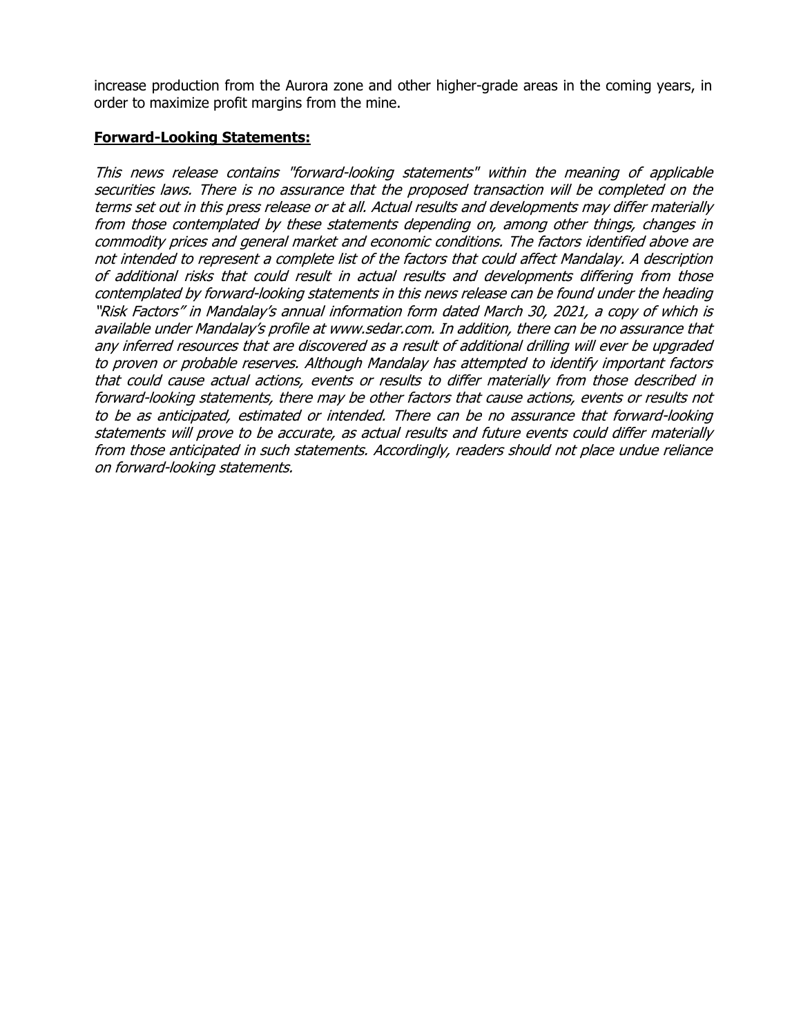increase production from the Aurora zone and other higher-grade areas in the coming years, in order to maximize profit margins from the mine.

**Forward-Looking Statements:**

*This news release contains "forward-looking statements" within the meaning of applicable securities laws. There is no assurance that the proposed transaction will be completed on the terms set out in this press release or at all. Actual results and developments may differ materially from those contemplated by these statements depending on, among other things, changes in commodity prices and general market and economic conditions. The factors identified above are not intended to represent a complete list of the factors that could affect Mandalay. A description of additional risks that could result in actual results and developments differing from those contemplated by forward-looking statements in this news release can be found under the heading "Risk Factors" in Mandalay's annual information form dated March 30, 2021, a copy of which is available under Mandalay's profile at www.sedar.com. In addition, there can be no assurance that any inferred resources that are discovered as a result of additional drilling will ever be upgraded to proven or probable reserves. Although Mandalay has attempted to identify important factors that could cause actual actions, events or results to differ materially from those described in forward-looking statements, there may be other factors that cause actions, events or results not to be as anticipated, estimated or intended. There can be no assurance that forward-looking statements will prove to be accurate, as actual results and future events could differ materially from those anticipated in such statements. Accordingly, readers should not place undue reliance on forward-looking statements.*